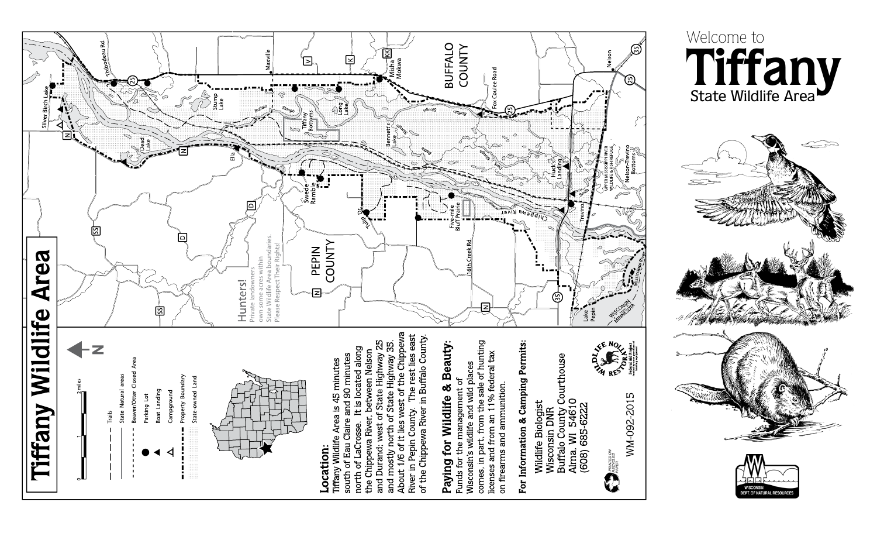# Welcome to Tiffany State Wildlife Area

## Tiffany Wildlife Area

Hunters! Private landowners own some acres within State Wildlife Area boundaries. Please Respect Their Rights!

**Legend**

- Trails
- State Natural areas
- Beaver/Otter Closed Area
- Parking Lot
- Boat Landing
- Campground
- Property Boundary
- State-owned Land

### Location:

Tiffany Wildlife Area is 45 minutes south of Eau Claire and 90 minutes north of LaCrosse. It is located along the Chippewa River, between Nelson and Durand; west of State Highway 25 and mostly north of State Highway 35. About 1/6 of it lies west of the Chippewa River in Pepin County. The rest lies east of the Chippewa River in Buffalo County.

### Paying for Wildlife & Beauty:

Funds for the management of Wisconsin's wildlife and wild places comes, in part, from the sale of hunting licenses and from an 11% federal tax on firearms and ammunition.

### For Information & Camping Permits:

Wildlife Biologist
Wisconsin DNR
Buffalo County Courthouse
Alma, WI 54610
(608) 685-6222

WM-092-2015

Wisconsin Dept. of Natural Resources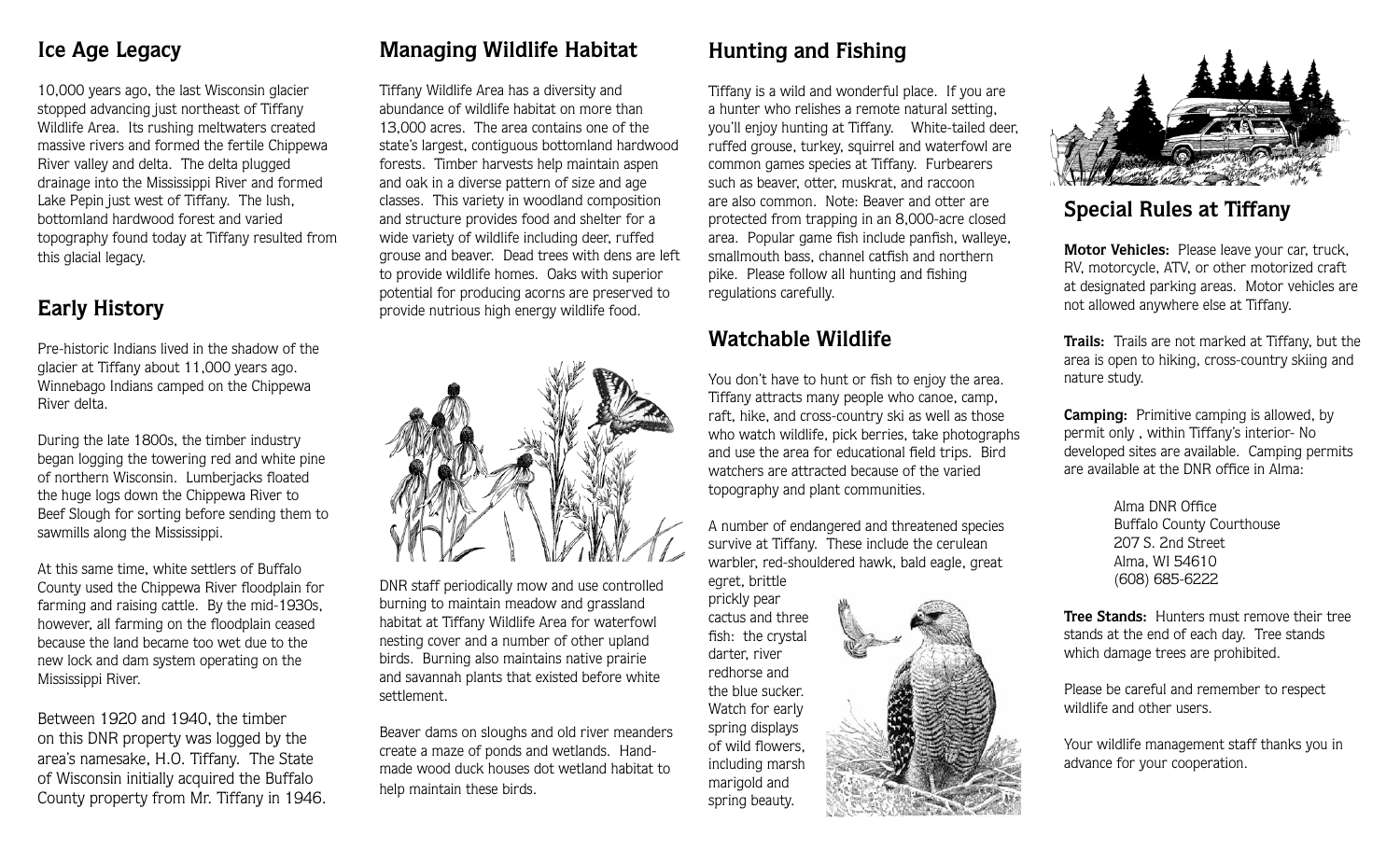## Ice Age Legacy

10,000 years ago, the last Wisconsin glacier stopped advancing just northeast of Tiffany Wildlife Area. Its rushing meltwaters created massive rivers and formed the fertile Chippewa River valley and delta. The delta plugged drainage into the Mississippi River and formed Lake Pepin just west of Tiffany. The lush, bottomland hardwood forest and varied topography found today at Tiffany resulted from this glacial legacy.

## Early History

Pre-historic Indians lived in the shadow of the glacier at Tiffany about 11,000 years ago. Winnebago Indians camped on the Chippewa River delta.

During the late 1800s, the timber industry began logging the towering red and white pine of northern Wisconsin. Lumberjacks floated the huge logs down the Chippewa River to Beef Slough for sorting before sending them to sawmills along the Mississippi.

At this same time, white settlers of Buffalo County used the Chippewa River floodplain for farming and raising cattle. By the mid-1930s, however, all farming on the floodplain ceased because the land became too wet due to the new lock and dam system operating on the Mississippi River.

Between 1920 and 1940, the timber on this DNR property was logged by the area's namesake, H.O. Tiffany. The State of Wisconsin initially acquired the Buffalo County property from Mr. Tiffany in 1946.

## Managing Wildlife Habitat

Tiffany Wildlife Area has a diversity and abundance of wildlife habitat on more than 13,000 acres. The area contains one of the state's largest, contiguous bottomland hardwood forests. Timber harvests help maintain aspen and oak in a diverse pattern of size and age classes. This variety in woodland composition and structure provides food and shelter for a wide variety of wildlife including deer, ruffed grouse and beaver. Dead trees with dens are left to provide wildlife homes. Oaks with superior potential for producing acorns are preserved to provide nutrious high energy wildlife food.

DNR staff periodically mow and use controlled burning to maintain meadow and grassland habitat at Tiffany Wildlife Area for waterfowl nesting cover and a number of other upland birds. Burning also maintains native prairie and savannah plants that existed before white settlement.

Beaver dams on sloughs and old river meanders create a maze of ponds and wetlands. Hand-made wood duck houses dot wetland habitat to help maintain these birds.

## Hunting and Fishing

Tiffany is a wild and wonderful place. If you are a hunter who relishes a remote natural setting, you'll enjoy hunting at Tiffany. White-tailed deer, ruffed grouse, turkey, squirrel and waterfowl are common games species at Tiffany. Furbearers such as beaver, otter, muskrat, and raccoon are also common. Note: Beaver and otter are protected from trapping in an 8,000-acre closed area. Popular game fish include panfish, walleye, smallmouth bass, channel catfish and northern pike. Please follow all hunting and fishing regulations carefully.

## Watchable Wildlife

You don't have to hunt or fish to enjoy the area. Tiffany attracts many people who canoe, camp, raft, hike, and cross-country ski as well as those who watch wildlife, pick berries, take photographs and use the area for educational field trips. Bird watchers are attracted because of the varied topography and plant communities.

A number of endangered and threatened species survive at Tiffany. These include the cerulean warbler, red-shouldered hawk, bald eagle, great egret, brittle prickly pear cactus and three fish: the crystal darter, river redhorse and the blue sucker. Watch for early spring displays of wild flowers, including marsh marigold and spring beauty.

## Special Rules at Tiffany

**Motor Vehicles:** Please leave your car, truck, RV, motorcycle, ATV, or other motorized craft at designated parking areas. Motor vehicles are not allowed anywhere else at Tiffany.

**Trails:** Trails are not marked at Tiffany, but the area is open to hiking, cross-country skiing and nature study.

**Camping:** Primitive camping is allowed, by permit only , within Tiffany's interior- No developed sites are available. Camping permits are available at the DNR office in Alma:

Alma DNR Office
Buffalo County Courthouse
207 S. 2nd Street
Alma, WI 54610
(608) 685-6222

**Tree Stands:** Hunters must remove their tree stands at the end of each day. Tree stands which damage trees are prohibited.

Please be careful and remember to respect wildlife and other users.

Your wildlife management staff thanks you in advance for your cooperation.